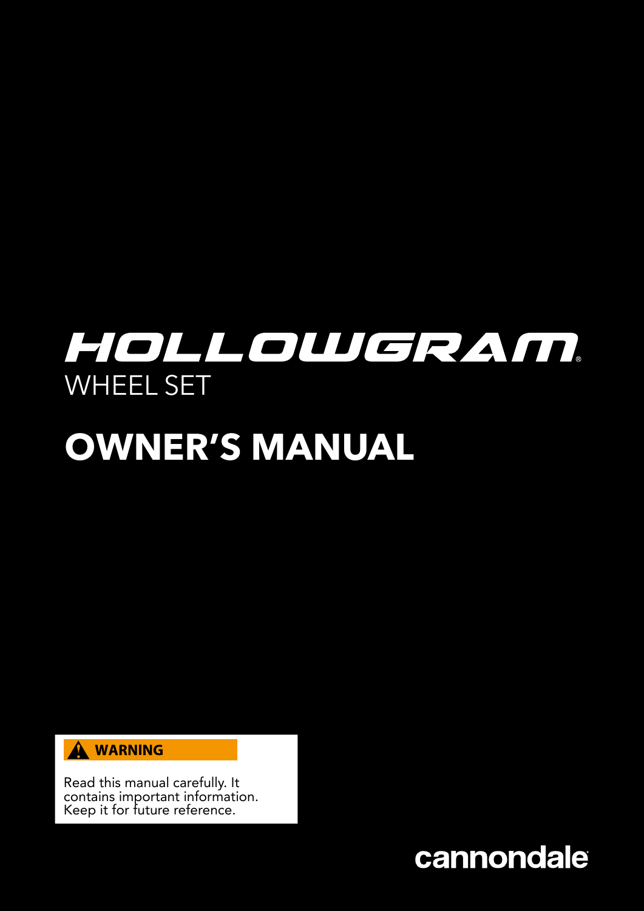# HOLLOWGRAM®

WHEEL SET

# OWNER'S MANUAL

**⚠ WARNING**

Read this manual carefully. It contains important information. Keep it for future reference.

cannondale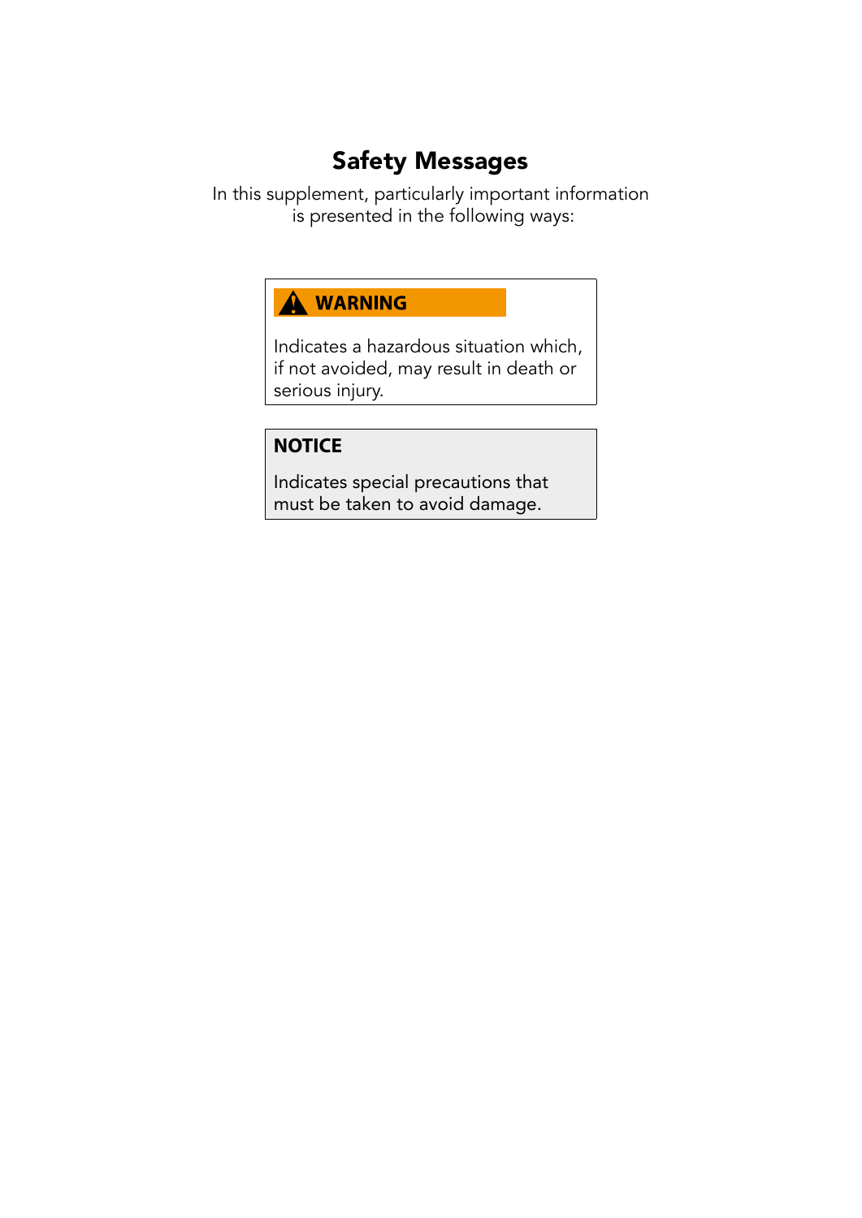# Safety Messages

In this supplement, particularly important information is presented in the following ways:

**⚠ WARNING**

Indicates a hazardous situation which, if not avoided, may result in death or serious injury.

**NOTICE**

Indicates special precautions that must be taken to avoid damage.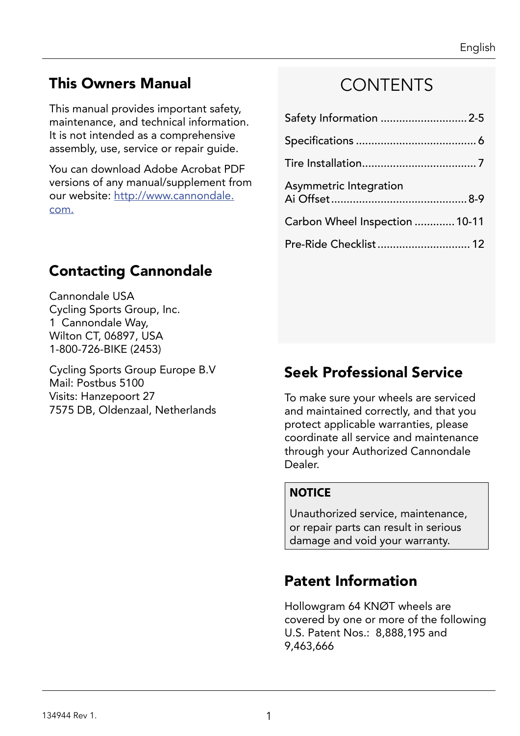## This Owners Manual

This manual provides important safety, maintenance, and technical information. It is not intended as a comprehensive assembly, use, service or repair guide.

You can download Adobe Acrobat PDF versions of any manual/supplement from our website: [http://www.cannondale.com.](http://www.cannondale.com.)

## Contacting Cannondale

Cannondale USA
Cycling Sports Group, Inc.
1 Cannondale Way,
Wilton CT, 06897, USA
1-800-726-BIKE (2453)

Cycling Sports Group Europe B.V
Mail: Postbus 5100
Visits: Hanzepoort 27
7575 DB, Oldenzaal, Netherlands

# CONTENTS

| | |
|---|---|
| Safety Information | 2-5 |
| Specifications | 6 |
| Tire Installation | 7 |
| Asymmetric Integration Ai Offset | 8-9 |
| Carbon Wheel Inspection | 10-11 |
| Pre-Ride Checklist | 12 |

## Seek Professional Service

To make sure your wheels are serviced and maintained correctly, and that you protect applicable warranties, please coordinate all service and maintenance through your Authorized Cannondale Dealer.

> **NOTICE**
>
> Unauthorized service, maintenance, or repair parts can result in serious damage and void your warranty.

## Patent Information

Hollowgram 64 KNØT wheels are covered by one or more of the following U.S. Patent Nos.: 8,888,195 and 9,463,666

134944 Rev 1.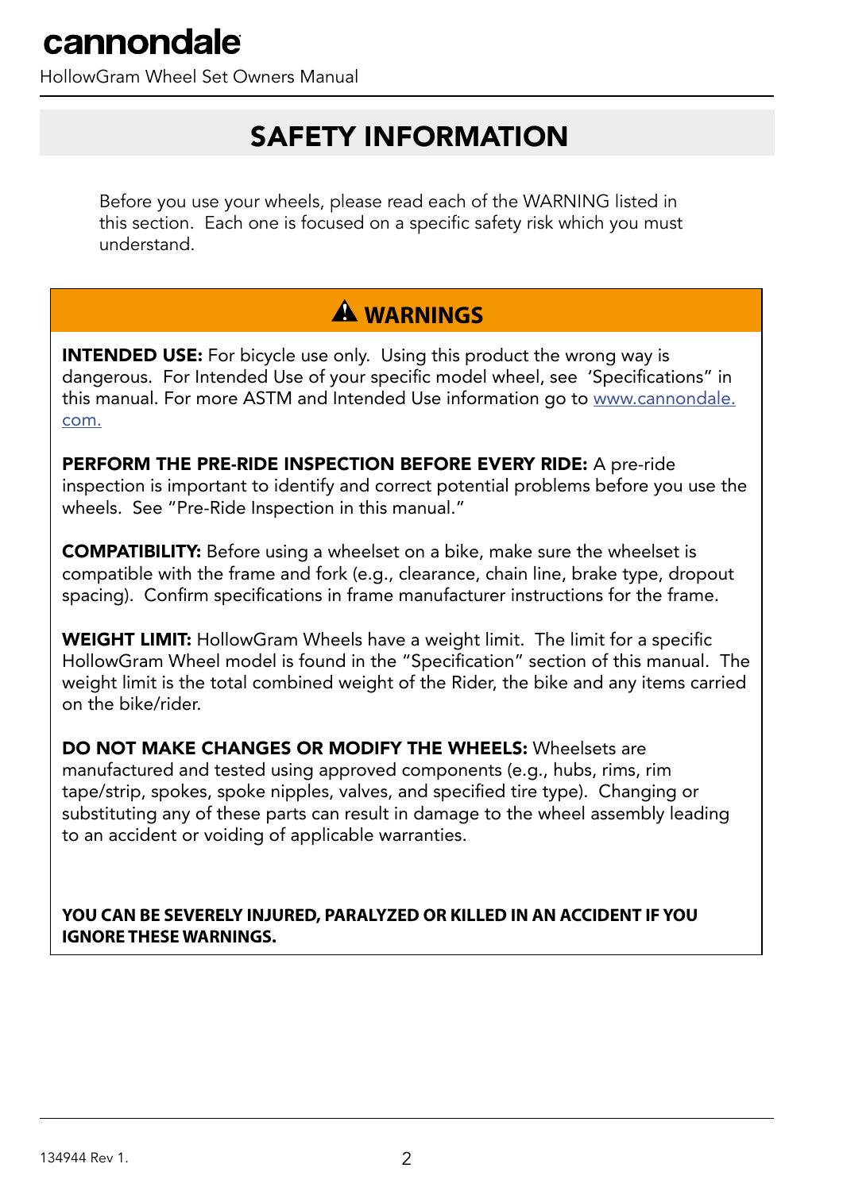# SAFETY INFORMATION

Before you use your wheels, please read each of the WARNING listed in this section. Each one is focused on a specific safety risk which you must understand.

## ⚠ WARNINGS

**INTENDED USE:** For bicycle use only. Using this product the wrong way is dangerous. For Intended Use of your specific model wheel, see 'Specifications" in this manual. For more ASTM and Intended Use information go to www.cannondale.com.

**PERFORM THE PRE-RIDE INSPECTION BEFORE EVERY RIDE:** A pre-ride inspection is important to identify and correct potential problems before you use the wheels. See "Pre-Ride Inspection in this manual."

**COMPATIBILITY:** Before using a wheelset on a bike, make sure the wheelset is compatible with the frame and fork (e.g., clearance, chain line, brake type, dropout spacing). Confirm specifications in frame manufacturer instructions for the frame.

**WEIGHT LIMIT:** HollowGram Wheels have a weight limit. The limit for a specific HollowGram Wheel model is found in the "Specification" section of this manual. The weight limit is the total combined weight of the Rider, the bike and any items carried on the bike/rider.

**DO NOT MAKE CHANGES OR MODIFY THE WHEELS:** Wheelsets are manufactured and tested using approved components (e.g., hubs, rims, rim tape/strip, spokes, spoke nipples, valves, and specified tire type). Changing or substituting any of these parts can result in damage to the wheel assembly leading to an accident or voiding of applicable warranties.

**YOU CAN BE SEVERELY INJURED, PARALYZED OR KILLED IN AN ACCIDENT IF YOU IGNORE THESE WARNINGS.**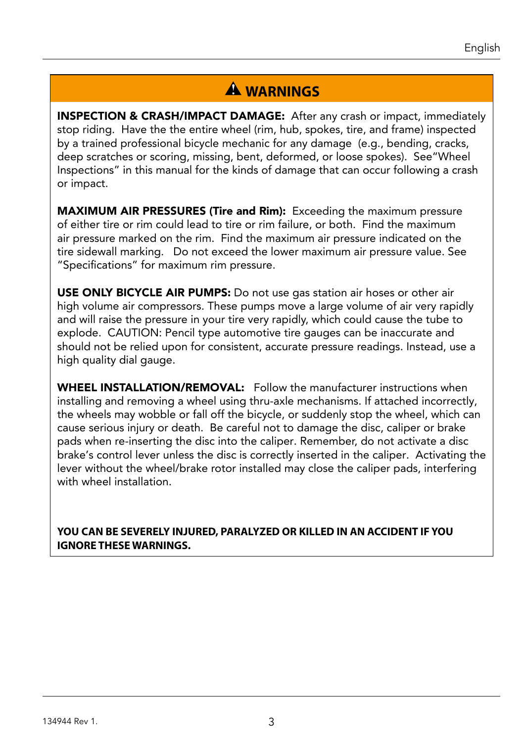## ⚠ WARNINGS

**INSPECTION & CRASH/IMPACT DAMAGE:** After any crash or impact, immediately stop riding. Have the the entire wheel (rim, hub, spokes, tire, and frame) inspected by a trained professional bicycle mechanic for any damage (e.g., bending, cracks, deep scratches or scoring, missing, bent, deformed, or loose spokes). See"Wheel Inspections" in this manual for the kinds of damage that can occur following a crash or impact.

**MAXIMUM AIR PRESSURES (Tire and Rim):** Exceeding the maximum pressure of either tire or rim could lead to tire or rim failure, or both. Find the maximum air pressure marked on the rim. Find the maximum air pressure indicated on the tire sidewall marking. Do not exceed the lower maximum air pressure value. See "Specifications" for maximum rim pressure.

**USE ONLY BICYCLE AIR PUMPS:** Do not use gas station air hoses or other air high volume air compressors. These pumps move a large volume of air very rapidly and will raise the pressure in your tire very rapidly, which could cause the tube to explode. CAUTION: Pencil type automotive tire gauges can be inaccurate and should not be relied upon for consistent, accurate pressure readings. Instead, use a high quality dial gauge.

**WHEEL INSTALLATION/REMOVAL:** Follow the manufacturer instructions when installing and removing a wheel using thru-axle mechanisms. If attached incorrectly, the wheels may wobble or fall off the bicycle, or suddenly stop the wheel, which can cause serious injury or death. Be careful not to damage the disc, caliper or brake pads when re-inserting the disc into the caliper. Remember, do not activate a disc brake's control lever unless the disc is correctly inserted in the caliper. Activating the lever without the wheel/brake rotor installed may close the caliper pads, interfering with wheel installation.

**YOU CAN BE SEVERELY INJURED, PARALYZED OR KILLED IN AN ACCIDENT IF YOU IGNORE THESE WARNINGS.**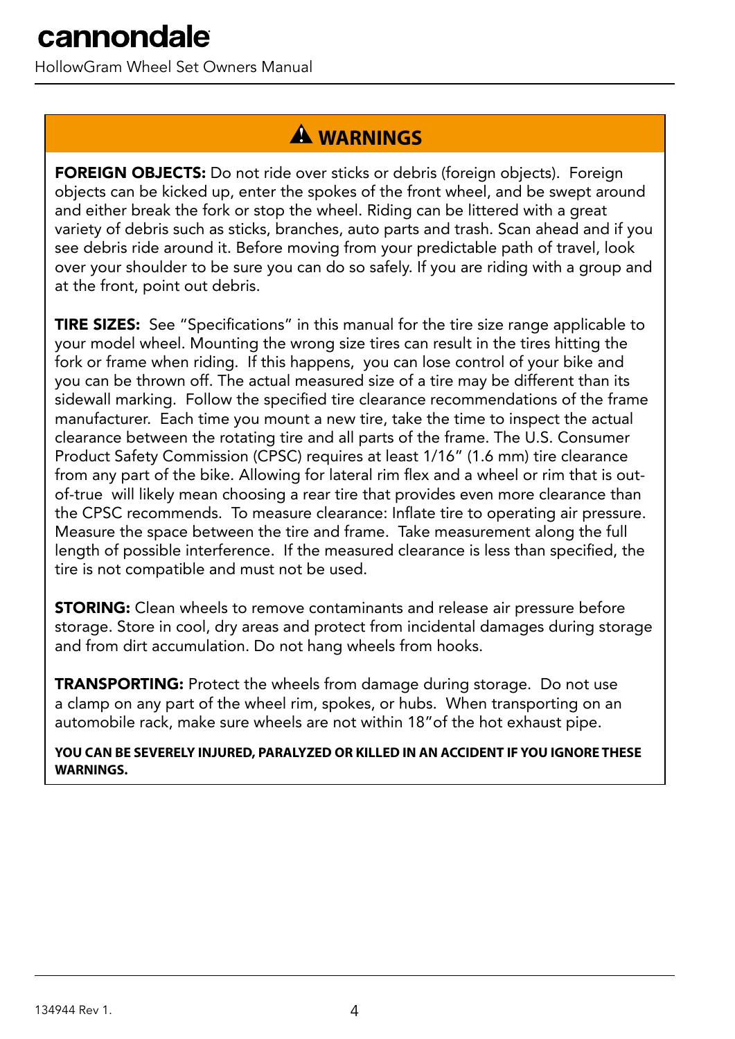## ⚠ WARNINGS

**FOREIGN OBJECTS:** Do not ride over sticks or debris (foreign objects). Foreign objects can be kicked up, enter the spokes of the front wheel, and be swept around and either break the fork or stop the wheel. Riding can be littered with a great variety of debris such as sticks, branches, auto parts and trash. Scan ahead and if you see debris ride around it. Before moving from your predictable path of travel, look over your shoulder to be sure you can do so safely. If you are riding with a group and at the front, point out debris.

**TIRE SIZES:** See "Specifications" in this manual for the tire size range applicable to your model wheel. Mounting the wrong size tires can result in the tires hitting the fork or frame when riding. If this happens, you can lose control of your bike and you can be thrown off. The actual measured size of a tire may be different than its sidewall marking. Follow the specified tire clearance recommendations of the frame manufacturer. Each time you mount a new tire, take the time to inspect the actual clearance between the rotating tire and all parts of the frame. The U.S. Consumer Product Safety Commission (CPSC) requires at least 1/16" (1.6 mm) tire clearance from any part of the bike. Allowing for lateral rim flex and a wheel or rim that is out-of-true will likely mean choosing a rear tire that provides even more clearance than the CPSC recommends. To measure clearance: Inflate tire to operating air pressure. Measure the space between the tire and frame. Take measurement along the full length of possible interference. If the measured clearance is less than specified, the tire is not compatible and must not be used.

**STORING:** Clean wheels to remove contaminants and release air pressure before storage. Store in cool, dry areas and protect from incidental damages during storage and from dirt accumulation. Do not hang wheels from hooks.

**TRANSPORTING:** Protect the wheels from damage during storage. Do not use a clamp on any part of the wheel rim, spokes, or hubs. When transporting on an automobile rack, make sure wheels are not within 18"of the hot exhaust pipe.

**YOU CAN BE SEVERELY INJURED, PARALYZED OR KILLED IN AN ACCIDENT IF YOU IGNORE THESE WARNINGS.**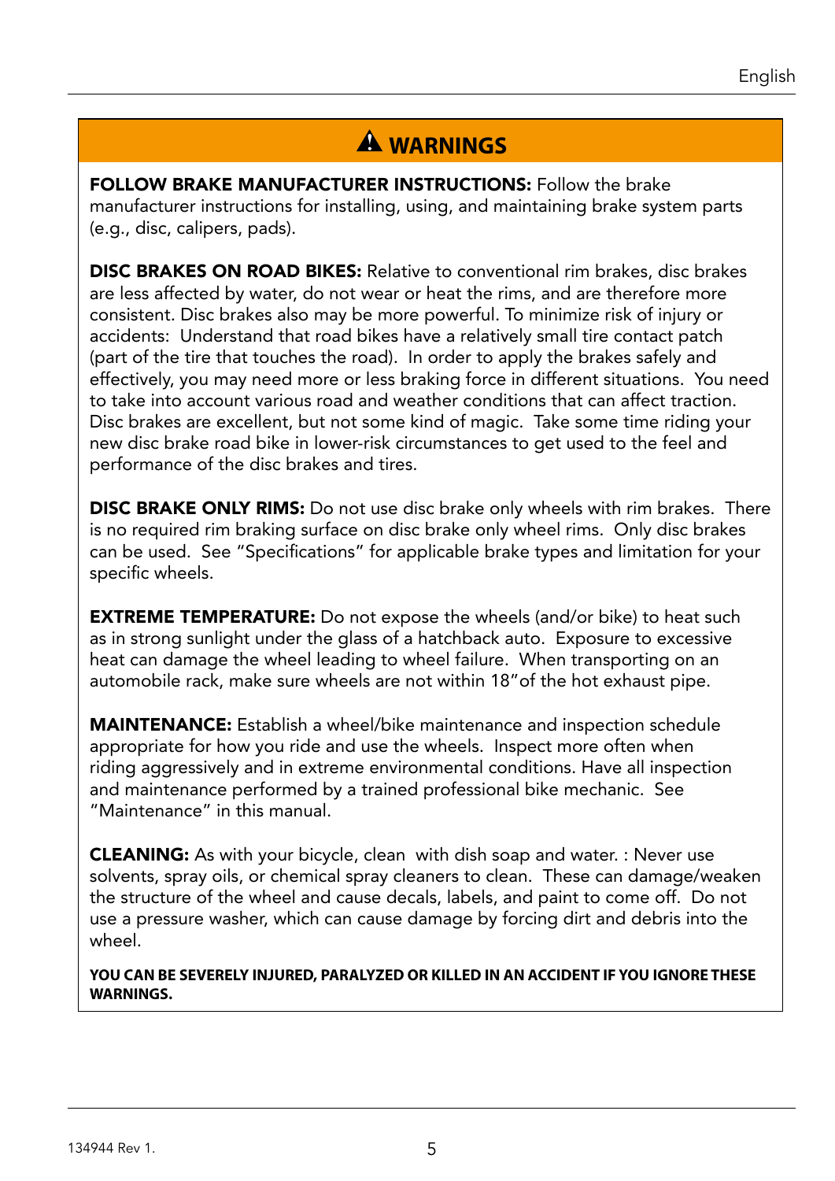## ⚠ WARNINGS

**FOLLOW BRAKE MANUFACTURER INSTRUCTIONS:** Follow the brake manufacturer instructions for installing, using, and maintaining brake system parts (e.g., disc, calipers, pads).

**DISC BRAKES ON ROAD BIKES:** Relative to conventional rim brakes, disc brakes are less affected by water, do not wear or heat the rims, and are therefore more consistent. Disc brakes also may be more powerful. To minimize risk of injury or accidents: Understand that road bikes have a relatively small tire contact patch (part of the tire that touches the road). In order to apply the brakes safely and effectively, you may need more or less braking force in different situations. You need to take into account various road and weather conditions that can affect traction. Disc brakes are excellent, but not some kind of magic. Take some time riding your new disc brake road bike in lower-risk circumstances to get used to the feel and performance of the disc brakes and tires.

**DISC BRAKE ONLY RIMS:** Do not use disc brake only wheels with rim brakes. There is no required rim braking surface on disc brake only wheel rims. Only disc brakes can be used. See "Specifications" for applicable brake types and limitation for your specific wheels.

**EXTREME TEMPERATURE:** Do not expose the wheels (and/or bike) to heat such as in strong sunlight under the glass of a hatchback auto. Exposure to excessive heat can damage the wheel leading to wheel failure. When transporting on an automobile rack, make sure wheels are not within 18"of the hot exhaust pipe.

**MAINTENANCE:** Establish a wheel/bike maintenance and inspection schedule appropriate for how you ride and use the wheels. Inspect more often when riding aggressively and in extreme environmental conditions. Have all inspection and maintenance performed by a trained professional bike mechanic. See "Maintenance" in this manual.

**CLEANING:** As with your bicycle, clean with dish soap and water. : Never use solvents, spray oils, or chemical spray cleaners to clean. These can damage/weaken the structure of the wheel and cause decals, labels, and paint to come off. Do not use a pressure washer, which can cause damage by forcing dirt and debris into the wheel.

**YOU CAN BE SEVERELY INJURED, PARALYZED OR KILLED IN AN ACCIDENT IF YOU IGNORE THESE WARNINGS.**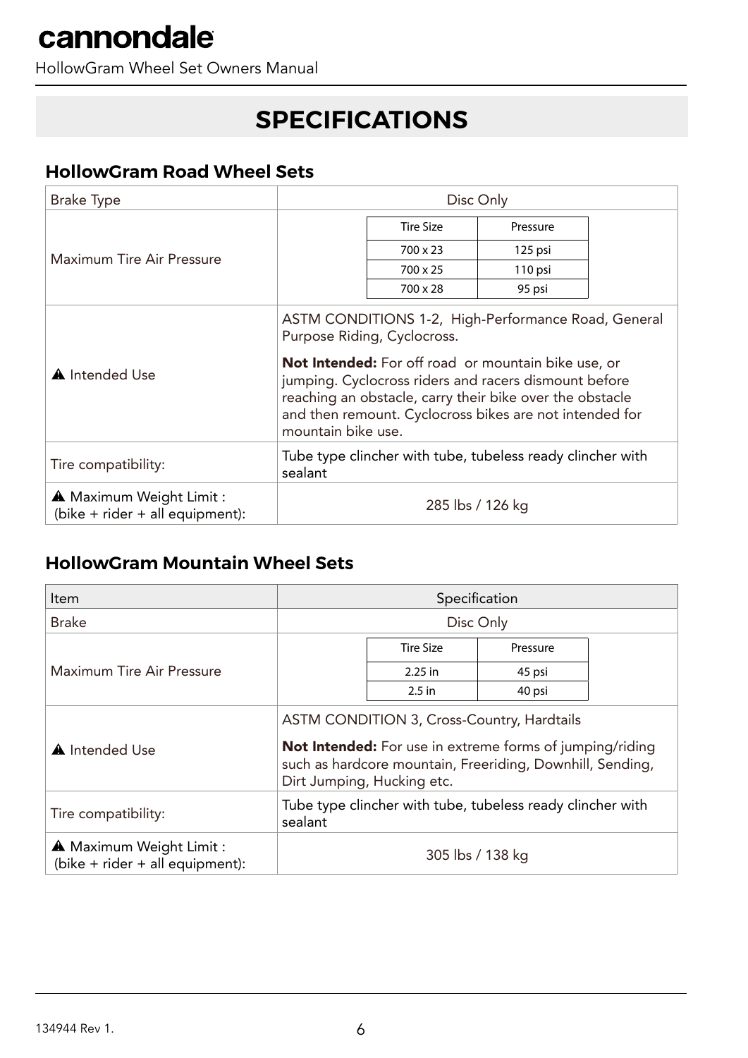# SPECIFICATIONS

## HollowGram Road Wheel Sets

| Brake Type | Disc Only |
|---|---|
| Maximum Tire Air Pressure | Tire Size: 700 x 23 — Pressure: 125 psi<br>Tire Size: 700 x 25 — Pressure: 110 psi<br>Tire Size: 700 x 28 — Pressure: 95 psi |
| ▲ Intended Use | ASTM CONDITIONS 1-2, High-Performance Road, General Purpose Riding, Cyclocross.<br><br>**Not Intended:** For off road or mountain bike use, or jumping. Cyclocross riders and racers dismount before reaching an obstacle, carry their bike over the obstacle and then remount. Cyclocross bikes are not intended for mountain bike use. |
| Tire compatibility: | Tube type clincher with tube, tubeless ready clincher with sealant |
| ▲ Maximum Weight Limit : (bike + rider + all equipment): | 285 lbs / 126 kg |

| Tire Size | Pressure |
|---|---|
| 700 x 23 | 125 psi |
| 700 x 25 | 110 psi |
| 700 x 28 | 95 psi |

## HollowGram Mountain Wheel Sets

| Item | Specification |
|---|---|
| Brake | Disc Only |
| Maximum Tire Air Pressure | Tire Size: 2.25 in — Pressure: 45 psi<br>Tire Size: 2.5 in — Pressure: 40 psi |
| ▲ Intended Use | ASTM CONDITION 3, Cross-Country, Hardtails<br><br>**Not Intended:** For use in extreme forms of jumping/riding such as hardcore mountain, Freeriding, Downhill, Sending, Dirt Jumping, Hucking etc. |
| Tire compatibility: | Tube type clincher with tube, tubeless ready clincher with sealant |
| ▲ Maximum Weight Limit : (bike + rider + all equipment): | 305 lbs / 138 kg |

| Tire Size | Pressure |
|---|---|
| 2.25 in | 45 psi |
| 2.5 in | 40 psi |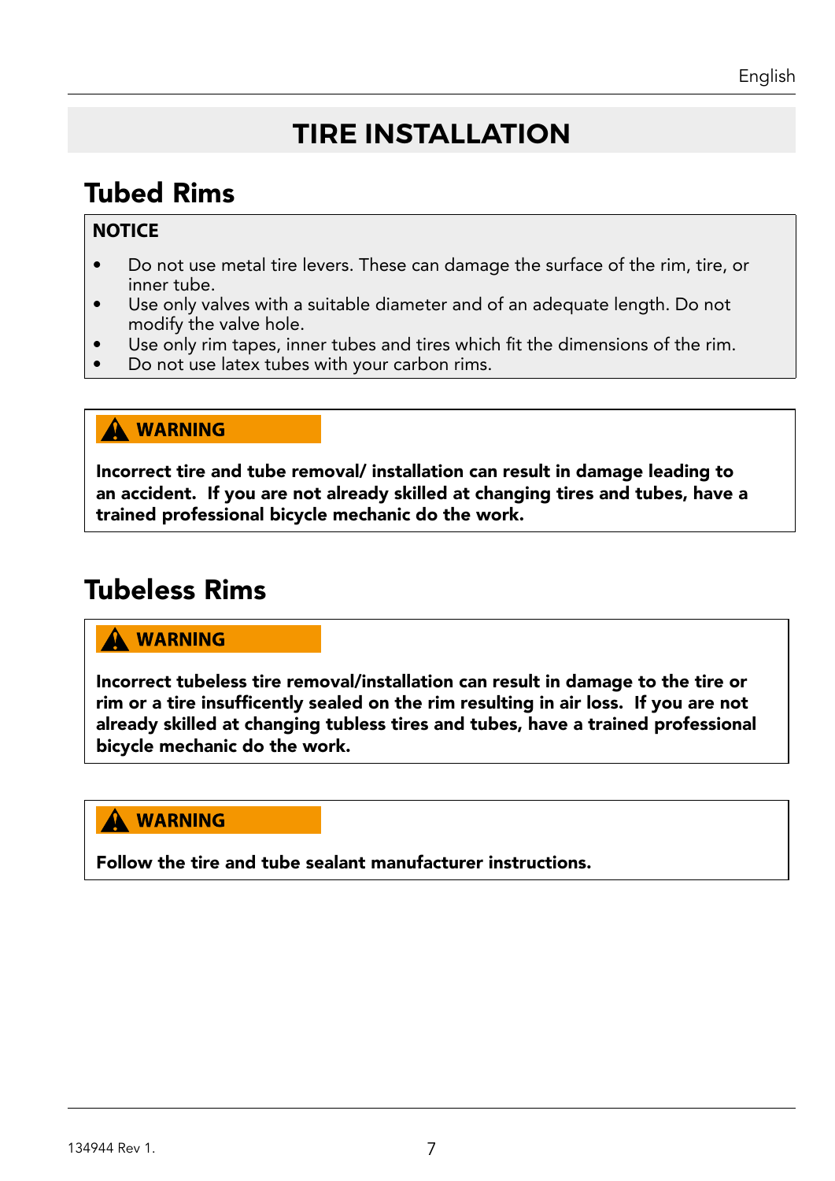# TIRE INSTALLATION

## Tubed Rims

**NOTICE**

- Do not use metal tire levers. These can damage the surface of the rim, tire, or inner tube.
- Use only valves with a suitable diameter and of an adequate length. Do not modify the valve hole.
- Use only rim tapes, inner tubes and tires which fit the dimensions of the rim.
- Do not use latex tubes with your carbon rims.

**WARNING**

**Incorrect tire and tube removal/ installation can result in damage leading to an accident. If you are not already skilled at changing tires and tubes, have a trained professional bicycle mechanic do the work.**

## Tubeless Rims

**WARNING**

**Incorrect tubeless tire removal/installation can result in damage to the tire or rim or a tire insuffícently sealed on the rim resulting in air loss. If you are not already skilled at changing tubless tires and tubes, have a trained professional bicycle mechanic do the work.**

**WARNING**

**Follow the tire and tube sealant manufacturer instructions.**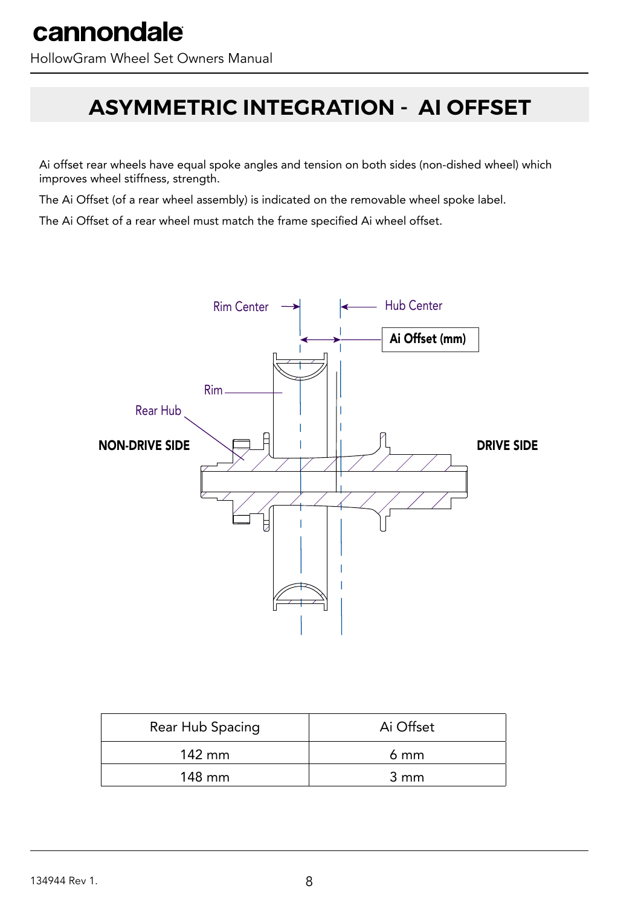# ASYMMETRIC INTEGRATION - AI OFFSET

Ai offset rear wheels have equal spoke angles and tension on both sides (non-dished wheel) which improves wheel stiffness, strength.

The Ai Offset (of a rear wheel assembly) is indicated on the removable wheel spoke label.

The Ai Offset of a rear wheel must match the frame specified Ai wheel offset.

| Rear Hub Spacing | Ai Offset |
|---|---|
| 142 mm | 6 mm |
| 148 mm | 3 mm |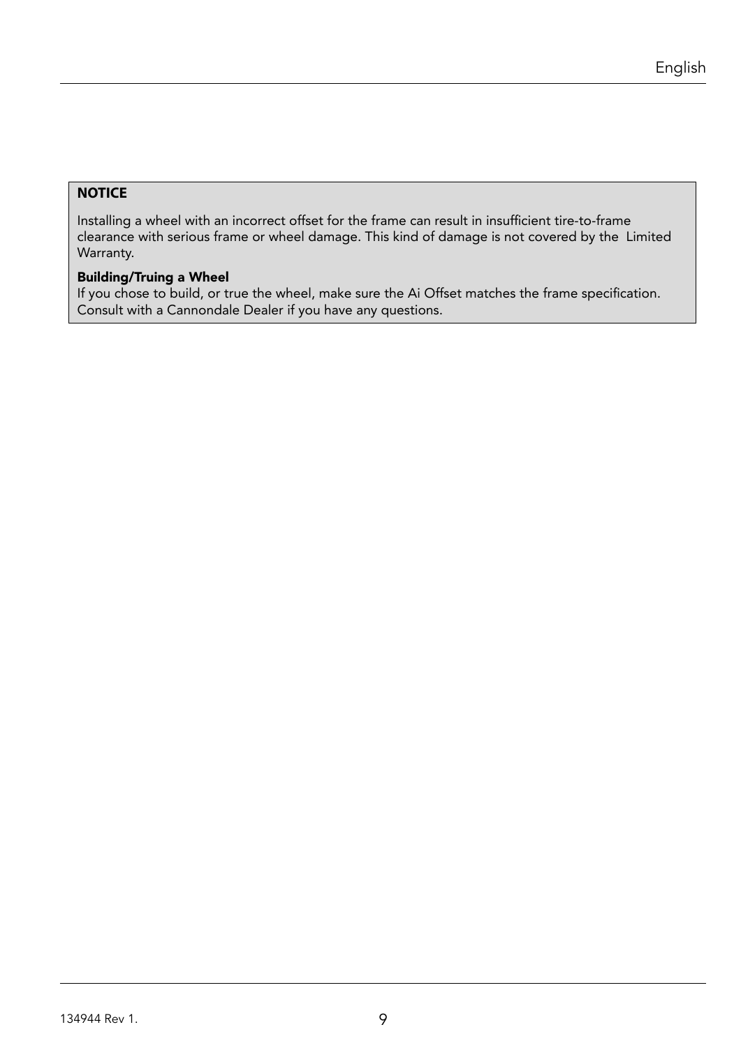**NOTICE**

Installing a wheel with an incorrect offset for the frame can result in insufficient tire-to-frame clearance with serious frame or wheel damage. This kind of damage is not covered by the Limited Warranty.

**Building/Truing a Wheel**

If you chose to build, or true the wheel, make sure the Ai Offset matches the frame specification. Consult with a Cannondale Dealer if you have any questions.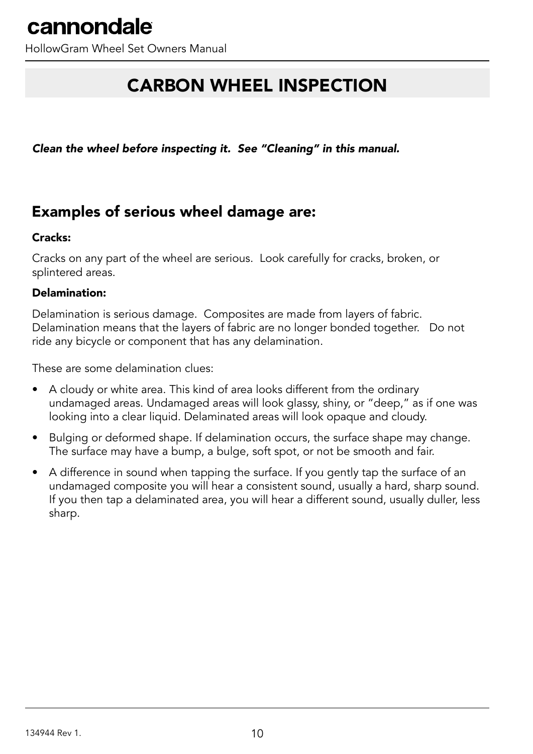# CARBON WHEEL INSPECTION

***Clean the wheel before inspecting it. See "Cleaning" in this manual.***

## Examples of serious wheel damage are:

**Cracks:**

Cracks on any part of the wheel are serious. Look carefully for cracks, broken, or splintered areas.

**Delamination:**

Delamination is serious damage. Composites are made from layers of fabric. Delamination means that the layers of fabric are no longer bonded together. Do not ride any bicycle or component that has any delamination.

These are some delamination clues:

- A cloudy or white area. This kind of area looks different from the ordinary undamaged areas. Undamaged areas will look glassy, shiny, or "deep," as if one was looking into a clear liquid. Delaminated areas will look opaque and cloudy.
- Bulging or deformed shape. If delamination occurs, the surface shape may change. The surface may have a bump, a bulge, soft spot, or not be smooth and fair.
- A difference in sound when tapping the surface. If you gently tap the surface of an undamaged composite you will hear a consistent sound, usually a hard, sharp sound. If you then tap a delaminated area, you will hear a different sound, usually duller, less sharp.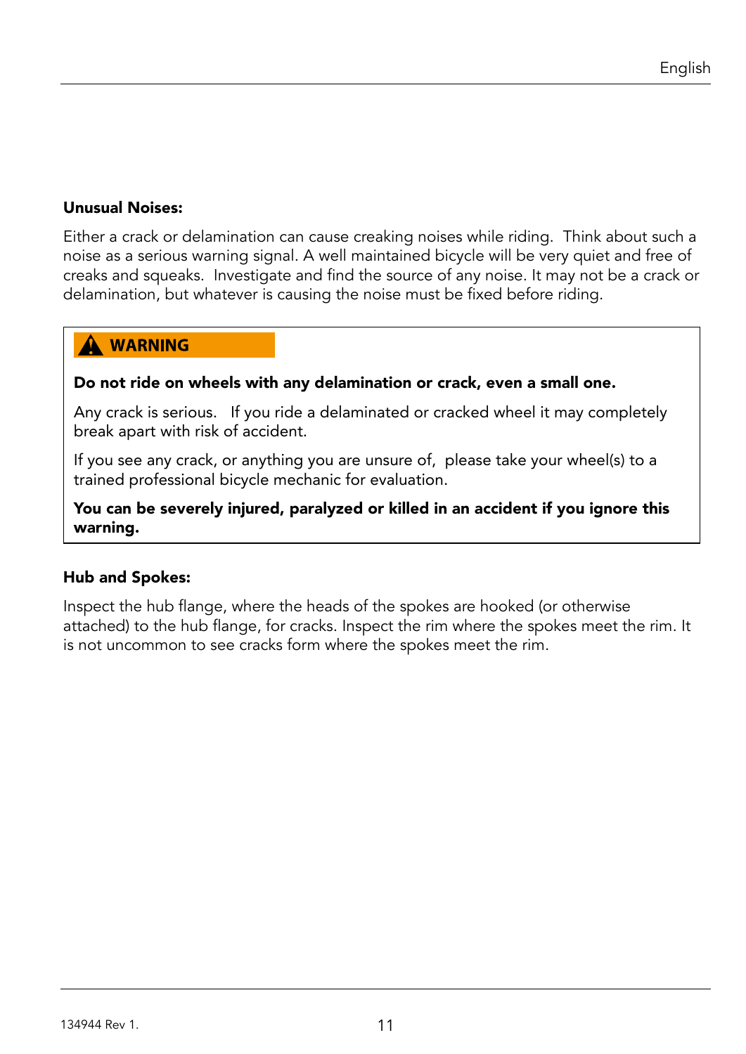**Unusual Noises:**

Either a crack or delamination can cause creaking noises while riding. Think about such a noise as a serious warning signal. A well maintained bicycle will be very quiet and free of creaks and squeaks. Investigate and find the source of any noise. It may not be a crack or delamination, but whatever is causing the noise must be fixed before riding.

> **⚠ WARNING**
>
> **Do not ride on wheels with any delamination or crack, even a small one.**
>
> Any crack is serious. If you ride a delaminated or cracked wheel it may completely break apart with risk of accident.
>
> If you see any crack, or anything you are unsure of, please take your wheel(s) to a trained professional bicycle mechanic for evaluation.
>
> **You can be severely injured, paralyzed or killed in an accident if you ignore this warning.**

**Hub and Spokes:**

Inspect the hub flange, where the heads of the spokes are hooked (or otherwise attached) to the hub flange, for cracks. Inspect the rim where the spokes meet the rim. It is not uncommon to see cracks form where the spokes meet the rim.

134944 Rev 1.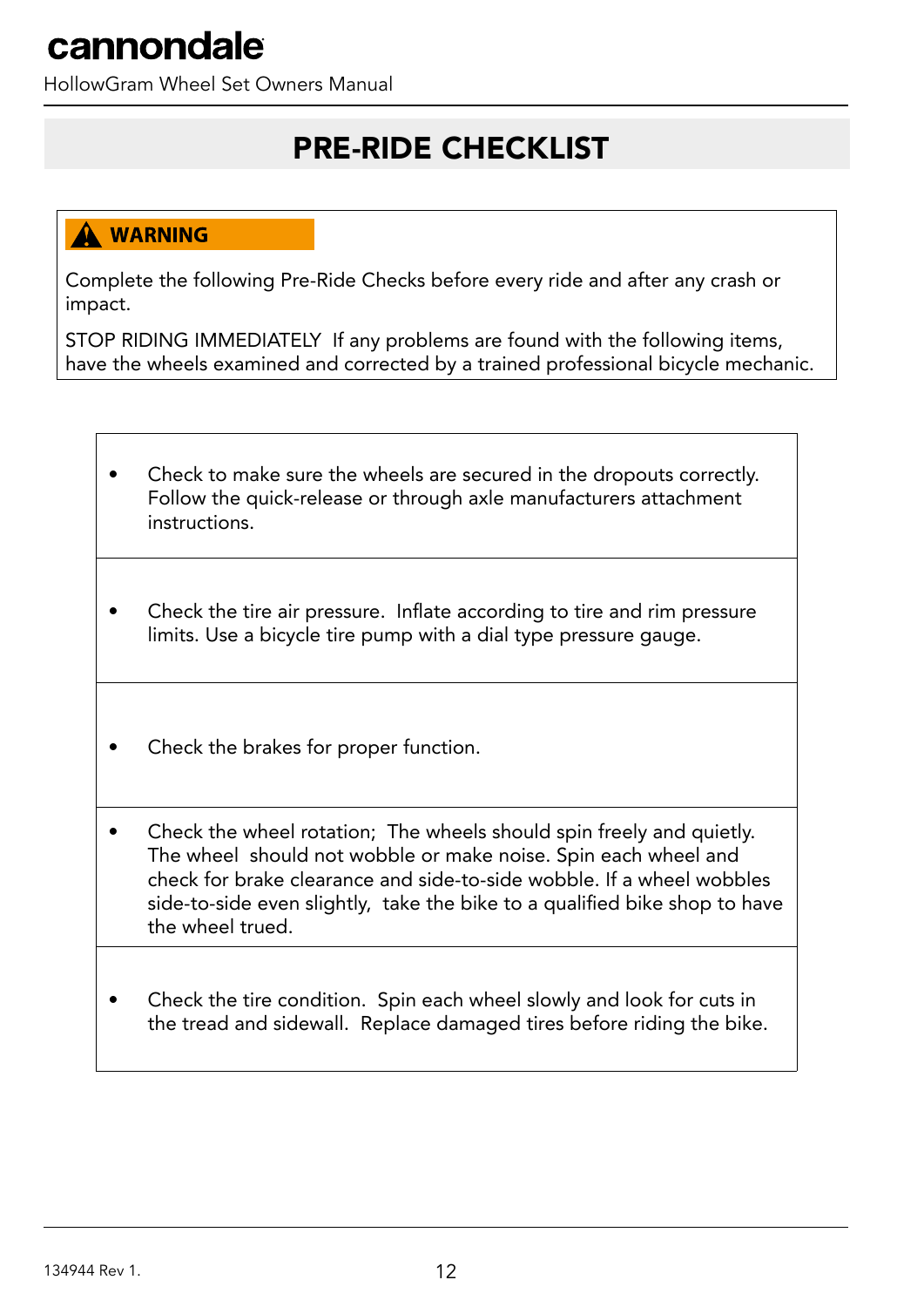# PRE-RIDE CHECKLIST

**⚠ WARNING**

Complete the following Pre-Ride Checks before every ride and after any crash or impact.

STOP RIDING IMMEDIATELY If any problems are found with the following items, have the wheels examined and corrected by a trained professional bicycle mechanic.

- Check to make sure the wheels are secured in the dropouts correctly. Follow the quick-release or through axle manufacturers attachment instructions.
- Check the tire air pressure. Inflate according to tire and rim pressure limits. Use a bicycle tire pump with a dial type pressure gauge.
- Check the brakes for proper function.
- Check the wheel rotation; The wheels should spin freely and quietly. The wheel should not wobble or make noise. Spin each wheel and check for brake clearance and side-to-side wobble. If a wheel wobbles side-to-side even slightly, take the bike to a qualified bike shop to have the wheel trued.
- Check the tire condition. Spin each wheel slowly and look for cuts in the tread and sidewall. Replace damaged tires before riding the bike.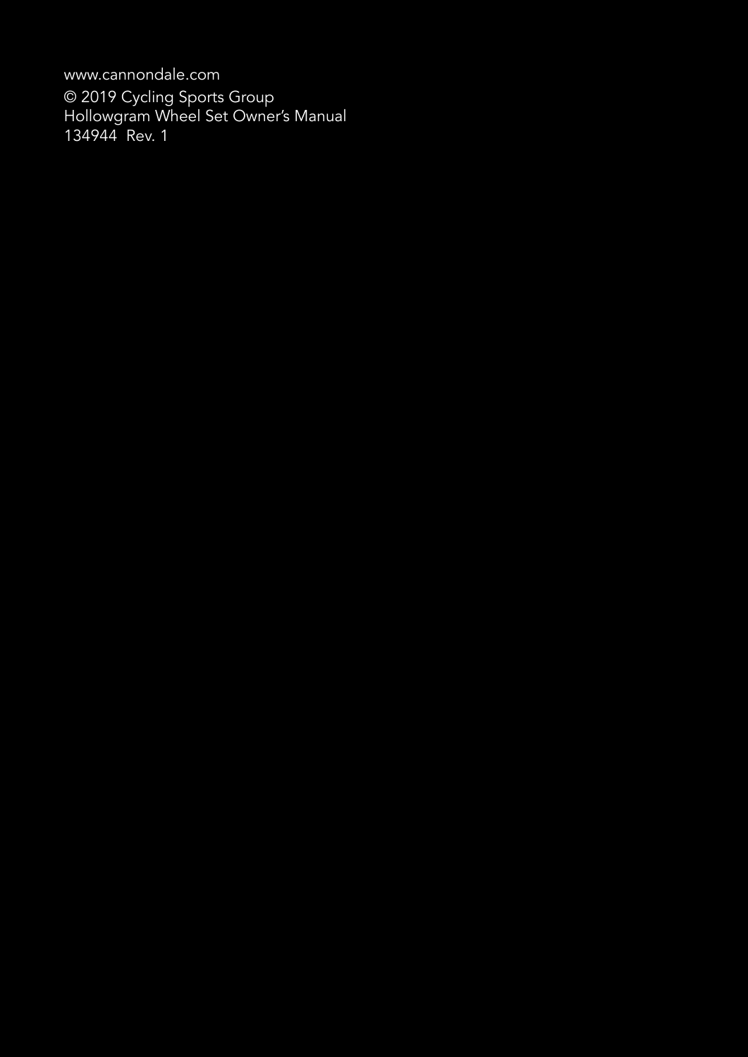www.cannondale.com

© 2019 Cycling Sports Group
Hollowgram Wheel Set Owner's Manual
134944 Rev. 1